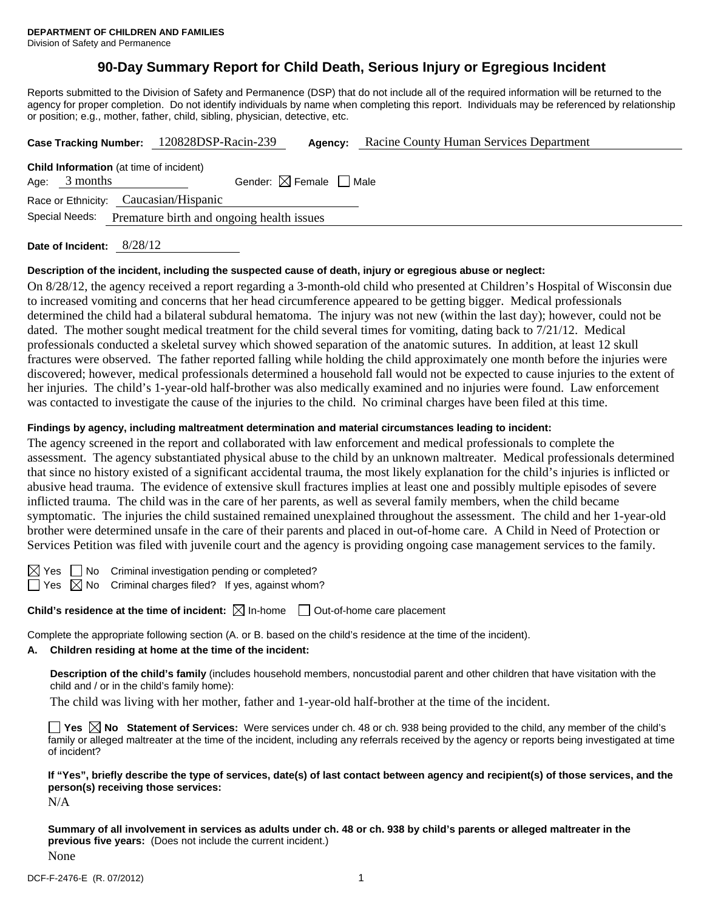**DEPARTMENT OF CHILDREN AND FAMILIES**
Division of Safety and Permanence

# 90-Day Summary Report for Child Death, Serious Injury or Egregious Incident

Reports submitted to the Division of Safety and Permanence (DSP) that do not include all of the required information will be returned to the agency for proper completion. Do not identify individuals by name when completing this report. Individuals may be referenced by relationship or position; e.g., mother, father, child, sibling, physician, detective, etc.

**Case Tracking Number:** 120828DSP-Racin-239 **Agency:** Racine County Human Services Department

**Child Information** (at time of incident)

Age: 3 months Gender: ☒ Female ☐ Male

Race or Ethnicity: Caucasian/Hispanic

Special Needs: Premature birth and ongoing health issues

**Date of Incident:** 8/28/12

**Description of the incident, including the suspected cause of death, injury or egregious abuse or neglect:**

On 8/28/12, the agency received a report regarding a 3-month-old child who presented at Children's Hospital of Wisconsin due to increased vomiting and concerns that her head circumference appeared to be getting bigger. Medical professionals determined the child had a bilateral subdural hematoma. The injury was not new (within the last day); however, could not be dated. The mother sought medical treatment for the child several times for vomiting, dating back to 7/21/12. Medical professionals conducted a skeletal survey which showed separation of the anatomic sutures. In addition, at least 12 skull fractures were observed. The father reported falling while holding the child approximately one month before the injuries were discovered; however, medical professionals determined a household fall would not be expected to cause injuries to the extent of her injuries. The child's 1-year-old half-brother was also medically examined and no injuries were found. Law enforcement was contacted to investigate the cause of the injuries to the child. No criminal charges have been filed at this time.

**Findings by agency, including maltreatment determination and material circumstances leading to incident:**

The agency screened in the report and collaborated with law enforcement and medical professionals to complete the assessment. The agency substantiated physical abuse to the child by an unknown maltreater. Medical professionals determined that since no history existed of a significant accidental trauma, the most likely explanation for the child's injuries is inflicted or abusive head trauma. The evidence of extensive skull fractures implies at least one and possibly multiple episodes of severe inflicted trauma. The child was in the care of her parents, as well as several family members, when the child became symptomatic. The injuries the child sustained remained unexplained throughout the assessment. The child and her 1-year-old brother were determined unsafe in the care of their parents and placed in out-of-home care. A Child in Need of Protection or Services Petition was filed with juvenile court and the agency is providing ongoing case management services to the family.

☒ Yes ☐ No Criminal investigation pending or completed?

☐ Yes ☒ No Criminal charges filed? If yes, against whom?

**Child's residence at the time of incident:** ☒ In-home ☐ Out-of-home care placement

Complete the appropriate following section (A. or B. based on the child's residence at the time of the incident).

**A. Children residing at home at the time of the incident:**

**Description of the child's family** (includes household members, noncustodial parent and other children that have visitation with the child and / or in the child's family home):

The child was living with her mother, father and 1-year-old half-brother at the time of the incident.

☐ **Yes** ☒ **No** **Statement of Services:** Were services under ch. 48 or ch. 938 being provided to the child, any member of the child's family or alleged maltreater at the time of the incident, including any referrals received by the agency or reports being investigated at time of incident?

**If "Yes", briefly describe the type of services, date(s) of last contact between agency and recipient(s) of those services, and the person(s) receiving those services:**

N/A

**Summary of all involvement in services as adults under ch. 48 or ch. 938 by child's parents or alleged maltreater in the previous five years:** (Does not include the current incident.)

None

DCF-F-2476-E (R. 07/2012)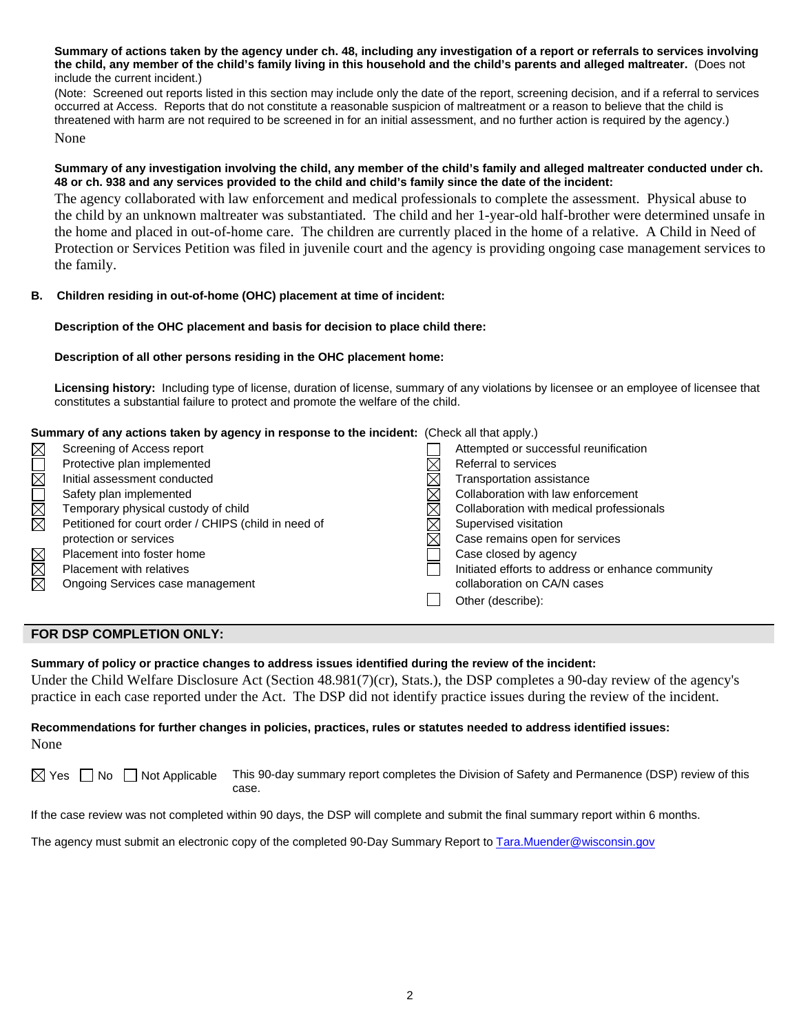**Summary of actions taken by the agency under ch. 48, including any investigation of a report or referrals to services involving the child, any member of the child's family living in this household and the child's parents and alleged maltreater.** (Does not include the current incident.)

(Note: Screened out reports listed in this section may include only the date of the report, screening decision, and if a referral to services occurred at Access. Reports that do not constitute a reasonable suspicion of maltreatment or a reason to believe that the child is threatened with harm are not required to be screened in for an initial assessment, and no further action is required by the agency.)

None

**Summary of any investigation involving the child, any member of the child's family and alleged maltreater conducted under ch. 48 or ch. 938 and any services provided to the child and child's family since the date of the incident:**

The agency collaborated with law enforcement and medical professionals to complete the assessment. Physical abuse to the child by an unknown maltreater was substantiated. The child and her 1-year-old half-brother were determined unsafe in the home and placed in out-of-home care. The children are currently placed in the home of a relative. A Child in Need of Protection or Services Petition was filed in juvenile court and the agency is providing ongoing case management services to the family.

**B. Children residing in out-of-home (OHC) placement at time of incident:**

**Description of the OHC placement and basis for decision to place child there:**

**Description of all other persons residing in the OHC placement home:**

**Licensing history:** Including type of license, duration of license, summary of any violations by licensee or an employee of licensee that constitutes a substantial failure to protect and promote the welfare of the child.

**Summary of any actions taken by agency in response to the incident:** (Check all that apply.)

- ☒ Screening of Access report
- ☐ Protective plan implemented
- ☒ Initial assessment conducted
- ☐ Safety plan implemented
- ☒ Temporary physical custody of child
- ☒ Petitioned for court order / CHIPS (child in need of protection or services
- ☒ Placement into foster home
- ☒ Placement with relatives
- ☒ Ongoing Services case management
- ☐ Attempted or successful reunification
- ☒ Referral to services
- ☒ Transportation assistance
- ☒ Collaboration with law enforcement
- ☒ Collaboration with medical professionals
- ☒ Supervised visitation
- ☒ Case remains open for services
- ☐ Case closed by agency
- ☐ Initiated efforts to address or enhance community collaboration on CA/N cases
- ☐ Other (describe):

## FOR DSP COMPLETION ONLY:

**Summary of policy or practice changes to address issues identified during the review of the incident:**

Under the Child Welfare Disclosure Act (Section 48.981(7)(cr), Stats.), the DSP completes a 90-day review of the agency's practice in each case reported under the Act. The DSP did not identify practice issues during the review of the incident.

**Recommendations for further changes in policies, practices, rules or statutes needed to address identified issues:**

None

☒ Yes ☐ No ☐ Not Applicable This 90-day summary report completes the Division of Safety and Permanence (DSP) review of this case.

If the case review was not completed within 90 days, the DSP will complete and submit the final summary report within 6 months.

The agency must submit an electronic copy of the completed 90-Day Summary Report to Tara.Muender@wisconsin.gov